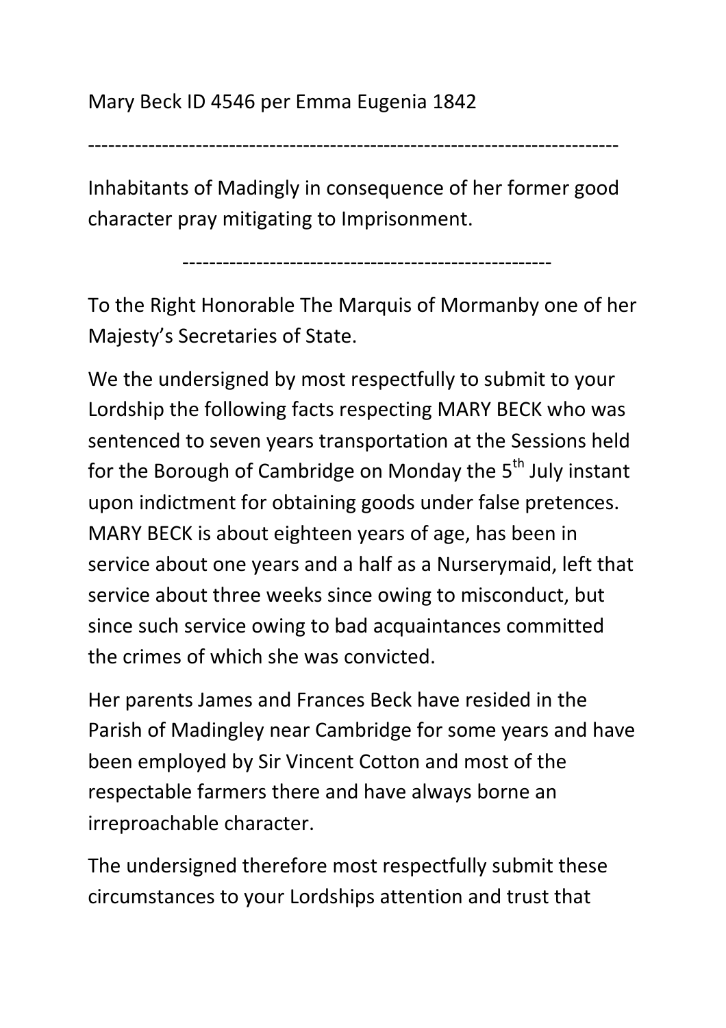Mary Beck ID 4546 per Emma Eugenia 1842

---

Inhabitants of Madingly in consequence of her former good character pray mitigating to Imprisonment.

---

To the Right Honorable The Marquis of Mormanby one of her Majesty's Secretaries of State.

We the undersigned by most respectfully to submit to your Lordship the following facts respecting MARY BECK who was sentenced to seven years transportation at the Sessions held for the Borough of Cambridge on Monday the 5th July instant upon indictment for obtaining goods under false pretences. MARY BECK is about eighteen years of age, has been in service about one years and a half as a Nurserymaid, left that service about three weeks since owing to misconduct, but since such service owing to bad acquaintances committed the crimes of which she was convicted.

Her parents James and Frances Beck have resided in the Parish of Madingley near Cambridge for some years and have been employed by Sir Vincent Cotton and most of the respectable farmers there and have always borne an irreproachable character.

The undersigned therefore most respectfully submit these circumstances to your Lordships attention and trust that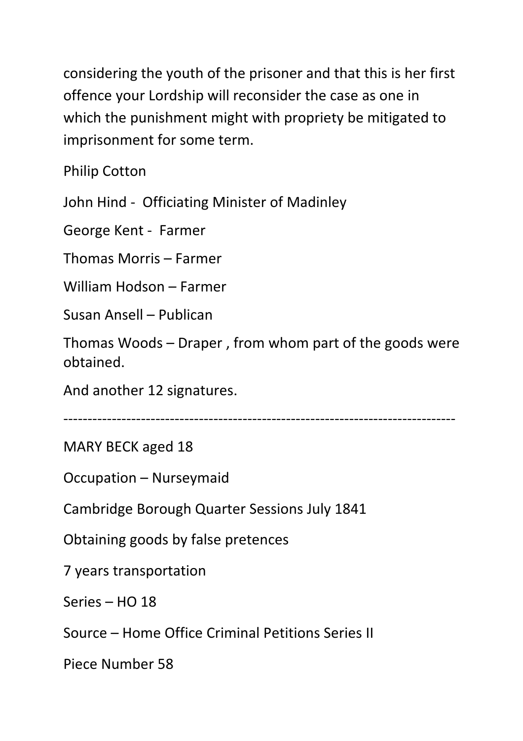considering the youth of the prisoner and that this is her first offence your Lordship will reconsider the case as one in which the punishment might with propriety be mitigated to imprisonment for some term.

Philip Cotton

John Hind - Officiating Minister of Madinley

George Kent - Farmer

Thomas Morris – Farmer

William Hodson – Farmer

Susan Ansell – Publican

Thomas Woods – Draper , from whom part of the goods were obtained.

And another 12 signatures.

---

MARY BECK aged 18

Occupation – Nurseymaid

Cambridge Borough Quarter Sessions July 1841

Obtaining goods by false pretences

7 years transportation

Series – HO 18

Source – Home Office Criminal Petitions Series II

Piece Number 58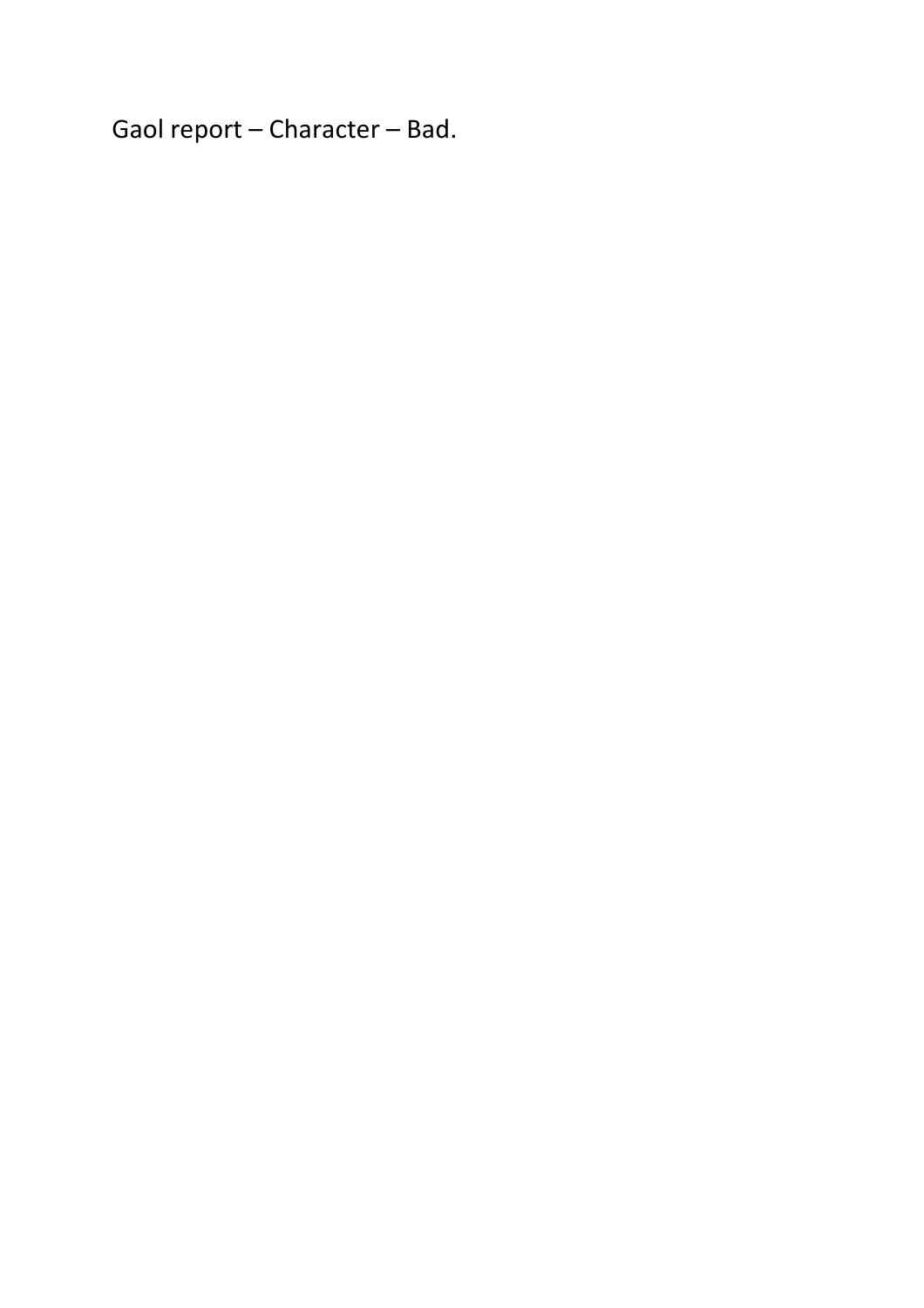Gaol report – Character – Bad.